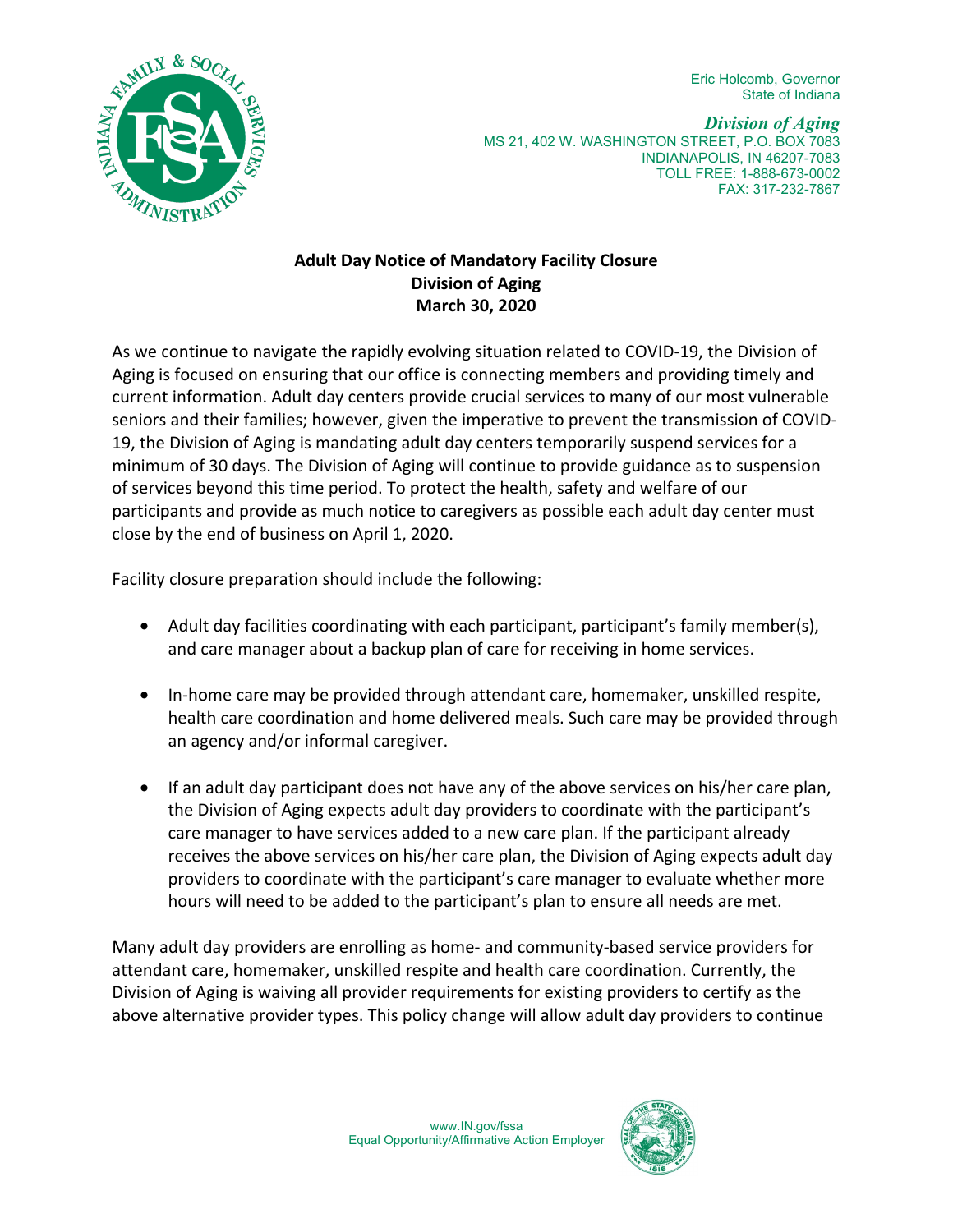Eric Holcomb, Governor
State of Indiana

***Division of Aging***
MS 21, 402 W. WASHINGTON STREET, P.O. BOX 7083
INDIANAPOLIS, IN 46207-7083
TOLL FREE: 1-888-673-0002
FAX: 317-232-7867

**Adult Day Notice of Mandatory Facility Closure**
**Division of Aging**
**March 30, 2020**

As we continue to navigate the rapidly evolving situation related to COVID-19, the Division of Aging is focused on ensuring that our office is connecting members and providing timely and current information. Adult day centers provide crucial services to many of our most vulnerable seniors and their families; however, given the imperative to prevent the transmission of COVID-19, the Division of Aging is mandating adult day centers temporarily suspend services for a minimum of 30 days. The Division of Aging will continue to provide guidance as to suspension of services beyond this time period. To protect the health, safety and welfare of our participants and provide as much notice to caregivers as possible each adult day center must close by the end of business on April 1, 2020.

Facility closure preparation should include the following:

- Adult day facilities coordinating with each participant, participant's family member(s), and care manager about a backup plan of care for receiving in home services.
- In-home care may be provided through attendant care, homemaker, unskilled respite, health care coordination and home delivered meals. Such care may be provided through an agency and/or informal caregiver.
- If an adult day participant does not have any of the above services on his/her care plan, the Division of Aging expects adult day providers to coordinate with the participant's care manager to have services added to a new care plan. If the participant already receives the above services on his/her care plan, the Division of Aging expects adult day providers to coordinate with the participant's care manager to evaluate whether more hours will need to be added to the participant's plan to ensure all needs are met.

Many adult day providers are enrolling as home- and community-based service providers for attendant care, homemaker, unskilled respite and health care coordination. Currently, the Division of Aging is waiving all provider requirements for existing providers to certify as the above alternative provider types. This policy change will allow adult day providers to continue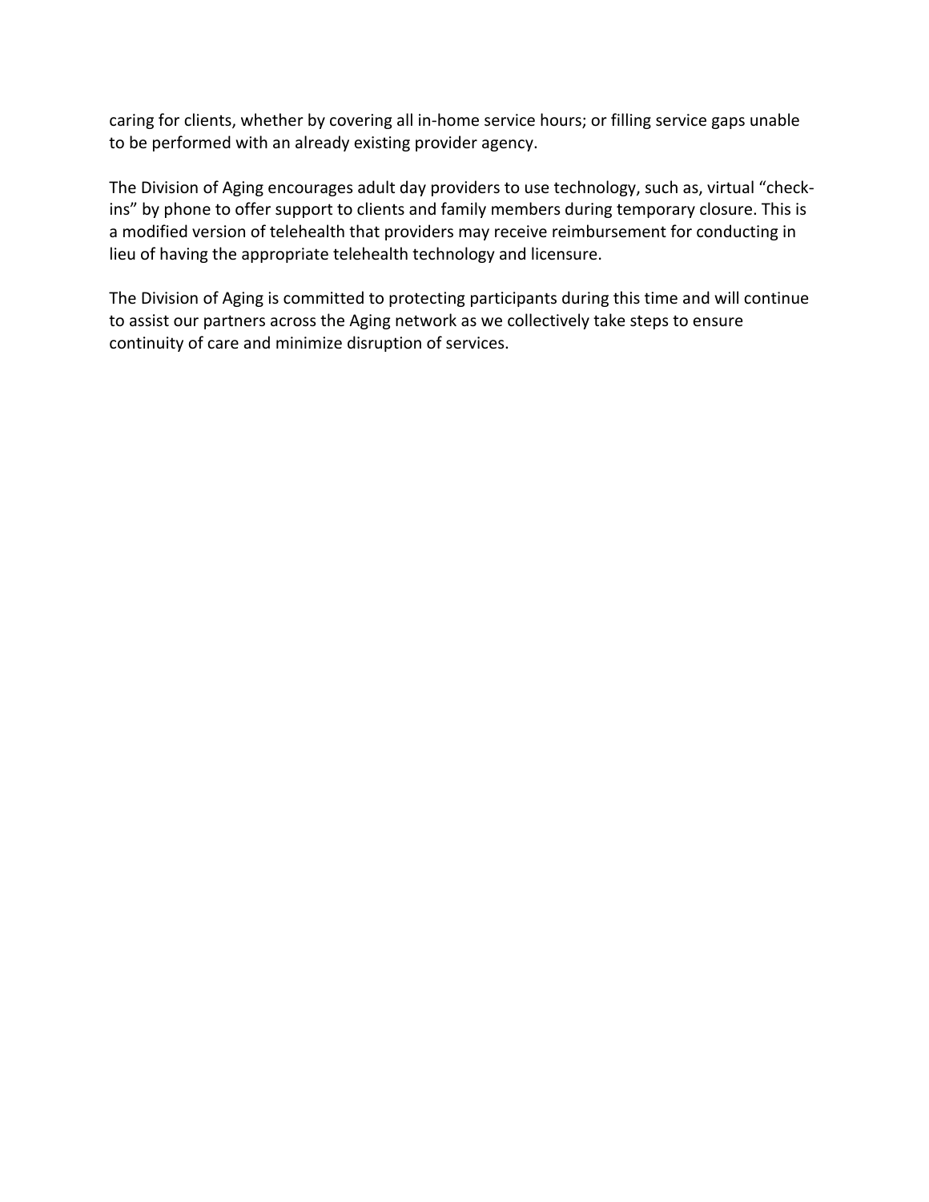caring for clients, whether by covering all in-home service hours; or filling service gaps unable to be performed with an already existing provider agency.

The Division of Aging encourages adult day providers to use technology, such as, virtual "check-ins" by phone to offer support to clients and family members during temporary closure. This is a modified version of telehealth that providers may receive reimbursement for conducting in lieu of having the appropriate telehealth technology and licensure.

The Division of Aging is committed to protecting participants during this time and will continue to assist our partners across the Aging network as we collectively take steps to ensure continuity of care and minimize disruption of services.